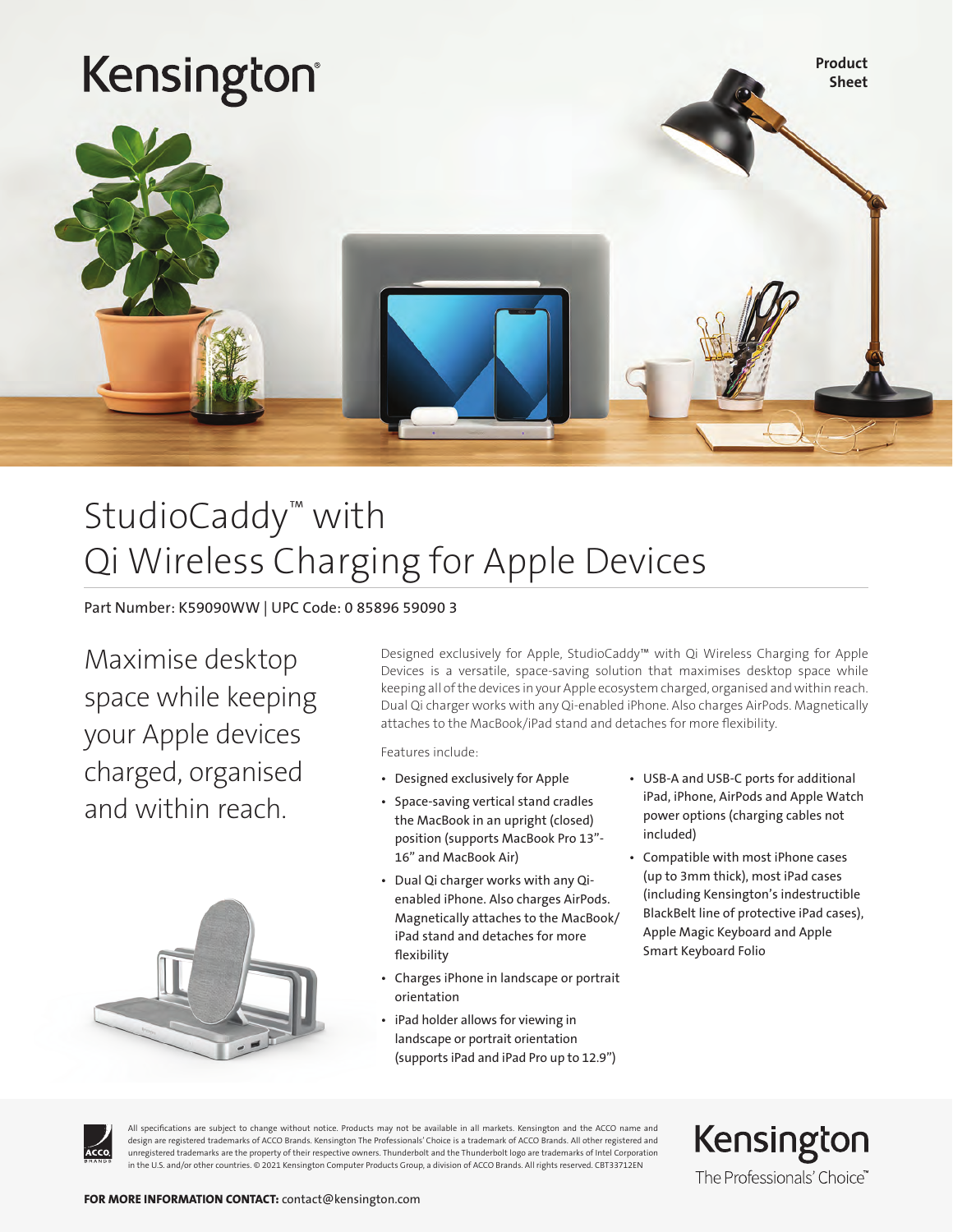Kensington

Product Sheet

# StudioCaddy™ with Qi Wireless Charging for Apple Devices

Part Number: K59090WW | UPC Code: 0 85896 59090 3

## Maximise desktop space while keeping your Apple devices charged, organised and within reach.

Designed exclusively for Apple, StudioCaddy™ with Qi Wireless Charging for Apple Devices is a versatile, space-saving solution that maximises desktop space while keeping all of the devices in your Apple ecosystem charged, organised and within reach. Dual Qi charger works with any Qi-enabled iPhone. Also charges AirPods. Magnetically attaches to the MacBook/iPad stand and detaches for more flexibility.

Features include:

- Designed exclusively for Apple
- Space-saving vertical stand cradles the MacBook in an upright (closed) position (supports MacBook Pro 13"-16" and MacBook Air)
- Dual Qi charger works with any Qi-enabled iPhone. Also charges AirPods. Magnetically attaches to the MacBook/iPad stand and detaches for more flexibility
- Charges iPhone in landscape or portrait orientation
- iPad holder allows for viewing in landscape or portrait orientation (supports iPad and iPad Pro up to 12.9")
- USB-A and USB-C ports for additional iPad, iPhone, AirPods and Apple Watch power options (charging cables not included)
- Compatible with most iPhone cases (up to 3mm thick), most iPad cases (including Kensington's indestructible BlackBelt line of protective iPad cases), Apple Magic Keyboard and Apple Smart Keyboard Folio

All specifications are subject to change without notice. Products may not be available in all markets. Kensington and the ACCO name and design are registered trademarks of ACCO Brands. Kensington The Professionals' Choice is a trademark of ACCO Brands. All other registered and unregistered trademarks are the property of their respective owners. Thunderbolt and the Thunderbolt logo are trademarks of Intel Corporation in the U.S. and/or other countries. © 2021 Kensington Computer Products Group, a division of ACCO Brands. All rights reserved. CBT33712EN

Kensington The Professionals' Choice™

**FOR MORE INFORMATION CONTACT:** contact@kensington.com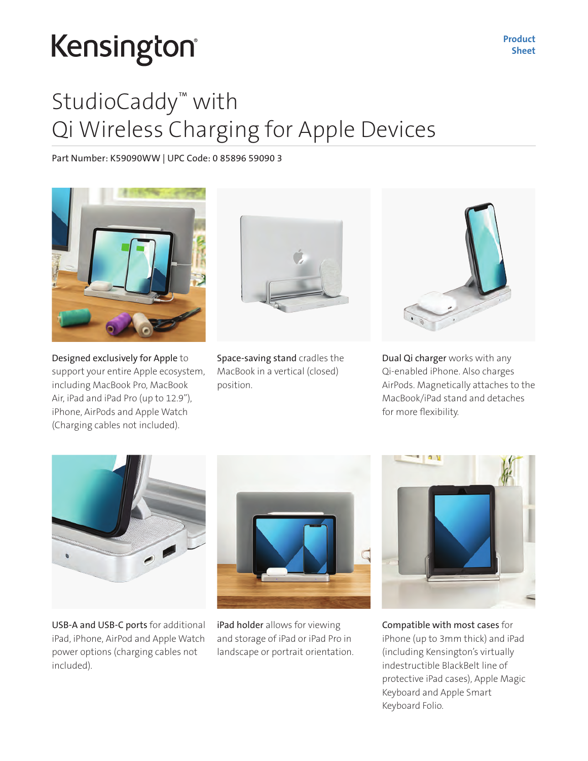Kensington®

**Product Sheet**

# StudioCaddy™ with Qi Wireless Charging for Apple Devices

Part Number: K59090WW | UPC Code: 0 85896 59090 3

**Designed exclusively for Apple** to support your entire Apple ecosystem, including MacBook Pro, MacBook Air, iPad and iPad Pro (up to 12.9"), iPhone, AirPods and Apple Watch (Charging cables not included).

**Space-saving stand** cradles the MacBook in a vertical (closed) position.

**Dual Qi charger** works with any Qi-enabled iPhone. Also charges AirPods. Magnetically attaches to the MacBook/iPad stand and detaches for more flexibility.

**USB-A and USB-C ports** for additional iPad, iPhone, AirPod and Apple Watch power options (charging cables not included).

**iPad holder** allows for viewing and storage of iPad or iPad Pro in landscape or portrait orientation.

**Compatible with most cases** for iPhone (up to 3mm thick) and iPad (including Kensington's virtually indestructible BlackBelt line of protective iPad cases), Apple Magic Keyboard and Apple Smart Keyboard Folio.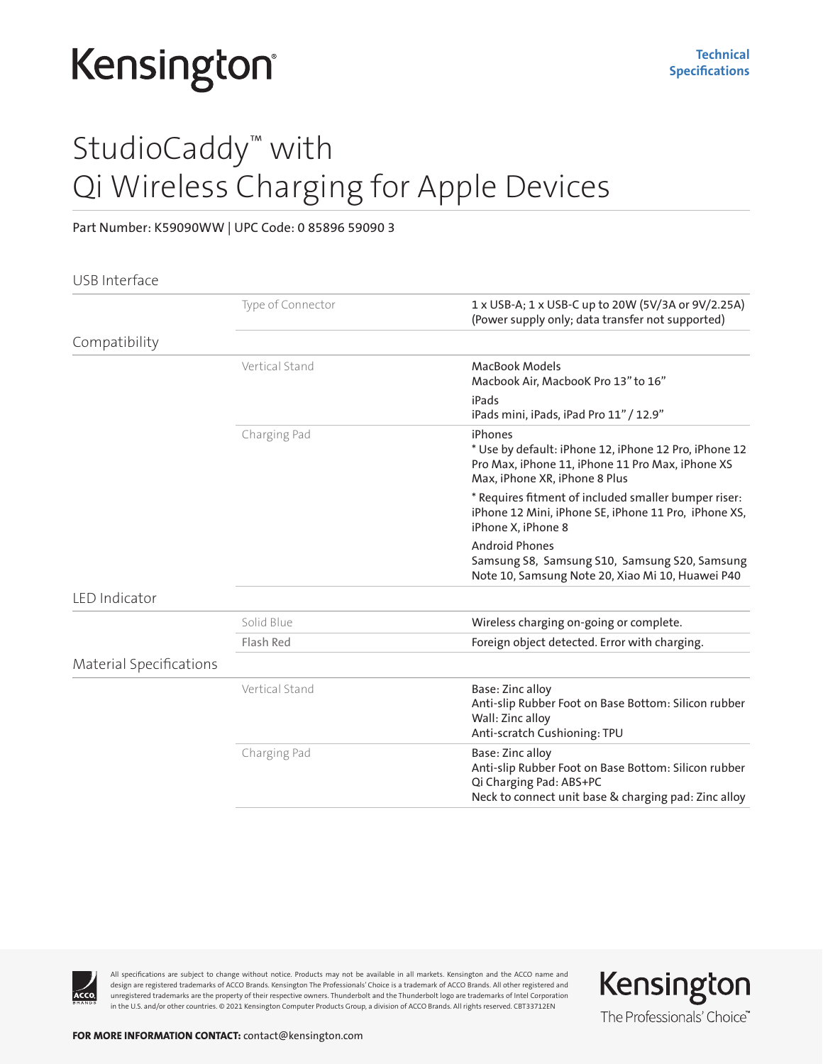Kensington

**Technical Specifications**

# StudioCaddy™ with Qi Wireless Charging for Apple Devices

Part Number: K59090WW | UPC Code: 0 85896 59090 3

## USB Interface

| | | |
|---|---|---|
| | Type of Connector | 1 x USB-A; 1 x USB-C up to 20W (5V/3A or 9V/2.25A) (Power supply only; data transfer not supported) |

## Compatibility

| | | |
|---|---|---|
| | Vertical Stand | MacBook Models<br>Macbook Air, MacbooK Pro 13" to 16"<br>iPads<br>iPads mini, iPads, iPad Pro 11" / 12.9" |
| | Charging Pad | iPhones<br>* Use by default: iPhone 12, iPhone 12 Pro, iPhone 12 Pro Max, iPhone 11, iPhone 11 Pro Max, iPhone XS Max, iPhone XR, iPhone 8 Plus<br>* Requires fitment of included smaller bumper riser: iPhone 12 Mini, iPhone SE, iPhone 11 Pro, iPhone XS, iPhone X, iPhone 8<br>Android Phones<br>Samsung S8, Samsung S10, Samsung S20, Samsung Note 10, Samsung Note 20, Xiao Mi 10, Huawei P40 |

## LED Indicator

| | | |
|---|---|---|
| | Solid Blue | Wireless charging on-going or complete. |
| | Flash Red | Foreign object detected. Error with charging. |

## Material Specifications

| | | |
|---|---|---|
| | Vertical Stand | Base: Zinc alloy<br>Anti-slip Rubber Foot on Base Bottom: Silicon rubber<br>Wall: Zinc alloy<br>Anti-scratch Cushioning: TPU |
| | Charging Pad | Base: Zinc alloy<br>Anti-slip Rubber Foot on Base Bottom: Silicon rubber<br>Qi Charging Pad: ABS+PC<br>Neck to connect unit base & charging pad: Zinc alloy |

All specifications are subject to change without notice. Products may not be available in all markets. Kensington and the ACCO name and design are registered trademarks of ACCO Brands. Kensington The Professionals' Choice is a trademark of ACCO Brands. All other registered and unregistered trademarks are the property of their respective owners. Thunderbolt and the Thunderbolt logo are trademarks of Intel Corporation in the U.S. and/or other countries. © 2021 Kensington Computer Products Group, a division of ACCO Brands. All rights reserved. CBT33712EN

Kensington The Professionals' Choice™

**FOR MORE INFORMATION CONTACT:** contact@kensington.com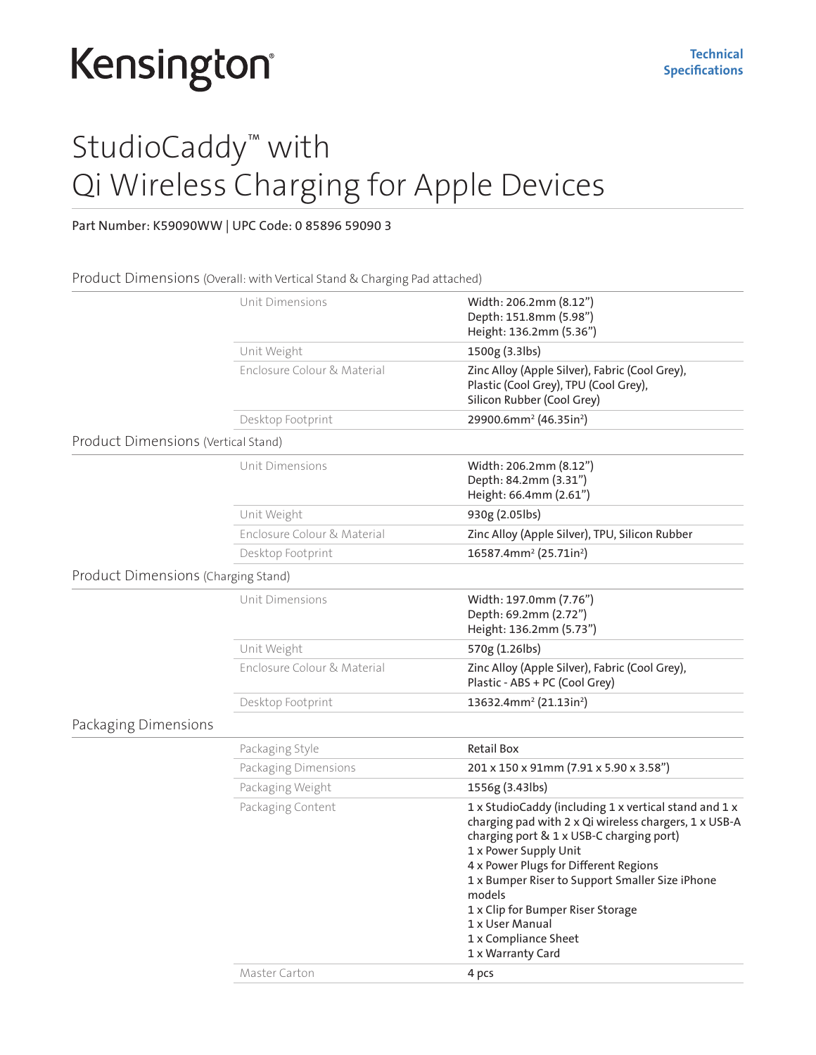Kensington

**Technical Specifications**

# StudioCaddy™ with Qi Wireless Charging for Apple Devices

**Part Number: K59090WW | UPC Code: 0 85896 59090 3**

## Product Dimensions (Overall: with Vertical Stand & Charging Pad attached)

| | |
|---|---|
| Unit Dimensions | Width: 206.2mm (8.12")<br>Depth: 151.8mm (5.98")<br>Height: 136.2mm (5.36") |
| Unit Weight | 1500g (3.3lbs) |
| Enclosure Colour & Material | Zinc Alloy (Apple Silver), Fabric (Cool Grey), Plastic (Cool Grey), TPU (Cool Grey), Silicon Rubber (Cool Grey) |
| Desktop Footprint | 29900.6mm² (46.35in²) |

## Product Dimensions (Vertical Stand)

| | |
|---|---|
| Unit Dimensions | Width: 206.2mm (8.12")<br>Depth: 84.2mm (3.31")<br>Height: 66.4mm (2.61") |
| Unit Weight | 930g (2.05lbs) |
| Enclosure Colour & Material | Zinc Alloy (Apple Silver), TPU, Silicon Rubber |
| Desktop Footprint | 16587.4mm² (25.71in²) |

## Product Dimensions (Charging Stand)

| | |
|---|---|
| Unit Dimensions | Width: 197.0mm (7.76")<br>Depth: 69.2mm (2.72")<br>Height: 136.2mm (5.73") |
| Unit Weight | 570g (1.26lbs) |
| Enclosure Colour & Material | Zinc Alloy (Apple Silver), Fabric (Cool Grey), Plastic - ABS + PC (Cool Grey) |
| Desktop Footprint | 13632.4mm² (21.13in²) |

## Packaging Dimensions

| | |
|---|---|
| Packaging Style | Retail Box |
| Packaging Dimensions | 201 x 150 x 91mm (7.91 x 5.90 x 3.58") |
| Packaging Weight | 1556g (3.43lbs) |
| Packaging Content | 1 x StudioCaddy (including 1 x vertical stand and 1 x charging pad with 2 x Qi wireless chargers, 1 x USB-A charging port & 1 x USB-C charging port)<br>1 x Power Supply Unit<br>4 x Power Plugs for Different Regions<br>1 x Bumper Riser to Support Smaller Size iPhone models<br>1 x Clip for Bumper Riser Storage<br>1 x User Manual<br>1 x Compliance Sheet<br>1 x Warranty Card |
| Master Carton | 4 pcs |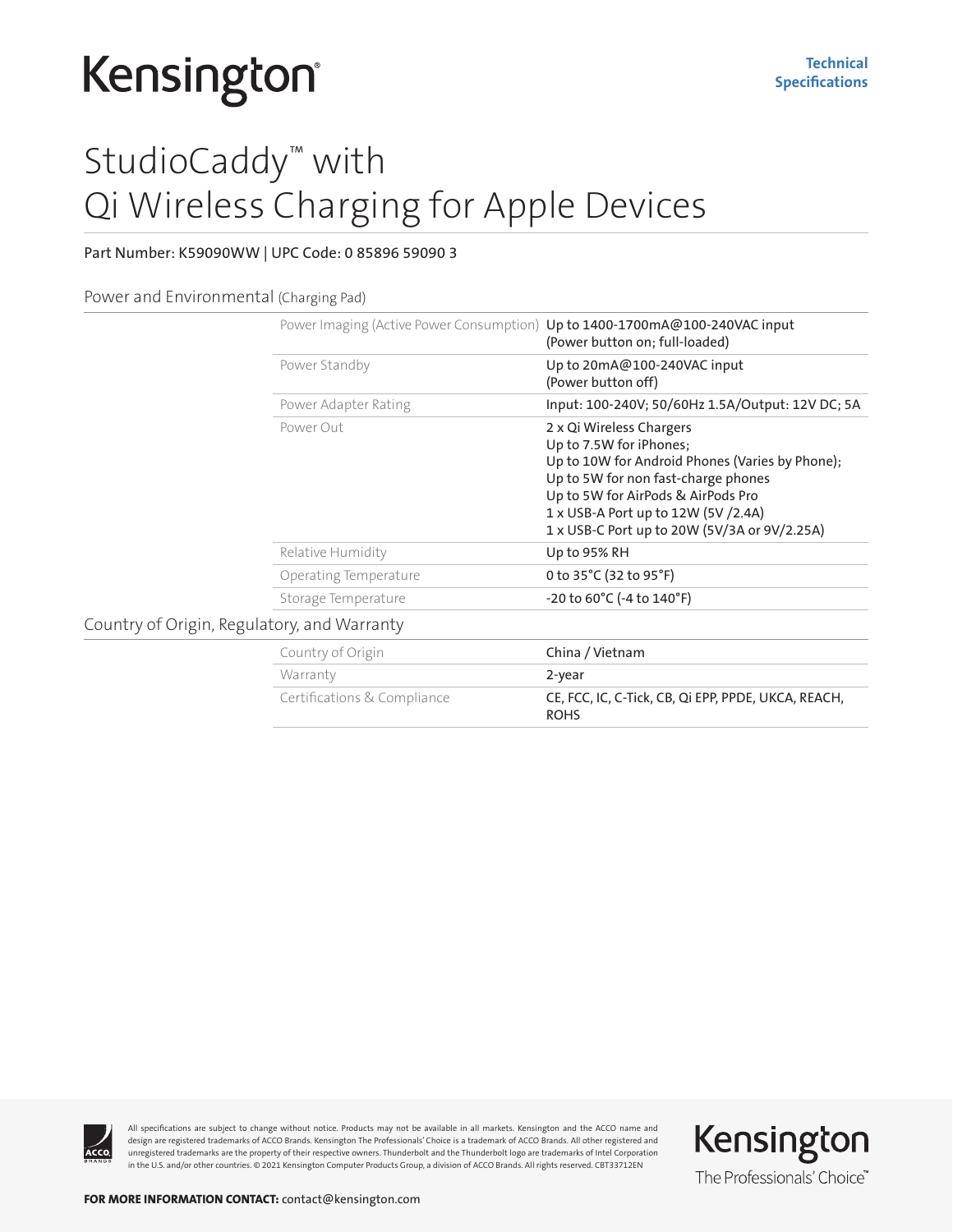# StudioCaddy™ with Qi Wireless Charging for Apple Devices

Part Number: K59090WW | UPC Code: 0 85896 59090 3

## Power and Environmental (Charging Pad)

| | |
|---|---|
| Power Imaging (Active Power Consumption) | Up to 1400-1700mA@100-240VAC input (Power button on; full-loaded) |
| Power Standby | Up to 20mA@100-240VAC input (Power button off) |
| Power Adapter Rating | Input: 100-240V; 50/60Hz 1.5A/Output: 12V DC; 5A |
| Power Out | 2 x Qi Wireless Chargers<br>Up to 7.5W for iPhones;<br>Up to 10W for Android Phones (Varies by Phone);<br>Up to 5W for non fast-charge phones<br>Up to 5W for AirPods & AirPods Pro<br>1 x USB-A Port up to 12W (5V /2.4A)<br>1 x USB-C Port up to 20W (5V/3A or 9V/2.25A) |
| Relative Humidity | Up to 95% RH |
| Operating Temperature | 0 to 35°C (32 to 95°F) |
| Storage Temperature | -20 to 60°C (-4 to 140°F) |

## Country of Origin, Regulatory, and Warranty

| | |
|---|---|
| Country of Origin | China / Vietnam |
| Warranty | 2-year |
| Certifications & Compliance | CE, FCC, IC, C-Tick, CB, Qi EPP, PPDE, UKCA, REACH, ROHS |

All specifications are subject to change without notice. Products may not be available in all markets. Kensington and the ACCO name and design are registered trademarks of ACCO Brands. Kensington The Professionals' Choice is a trademark of ACCO Brands. All other registered and unregistered trademarks are the property of their respective owners. Thunderbolt and the Thunderbolt logo are trademarks of Intel Corporation in the U.S. and/or other countries. © 2021 Kensington Computer Products Group, a division of ACCO Brands. All rights reserved. CBT33712EN

Kensington
The Professionals' Choice™

**FOR MORE INFORMATION CONTACT:** contact@kensington.com